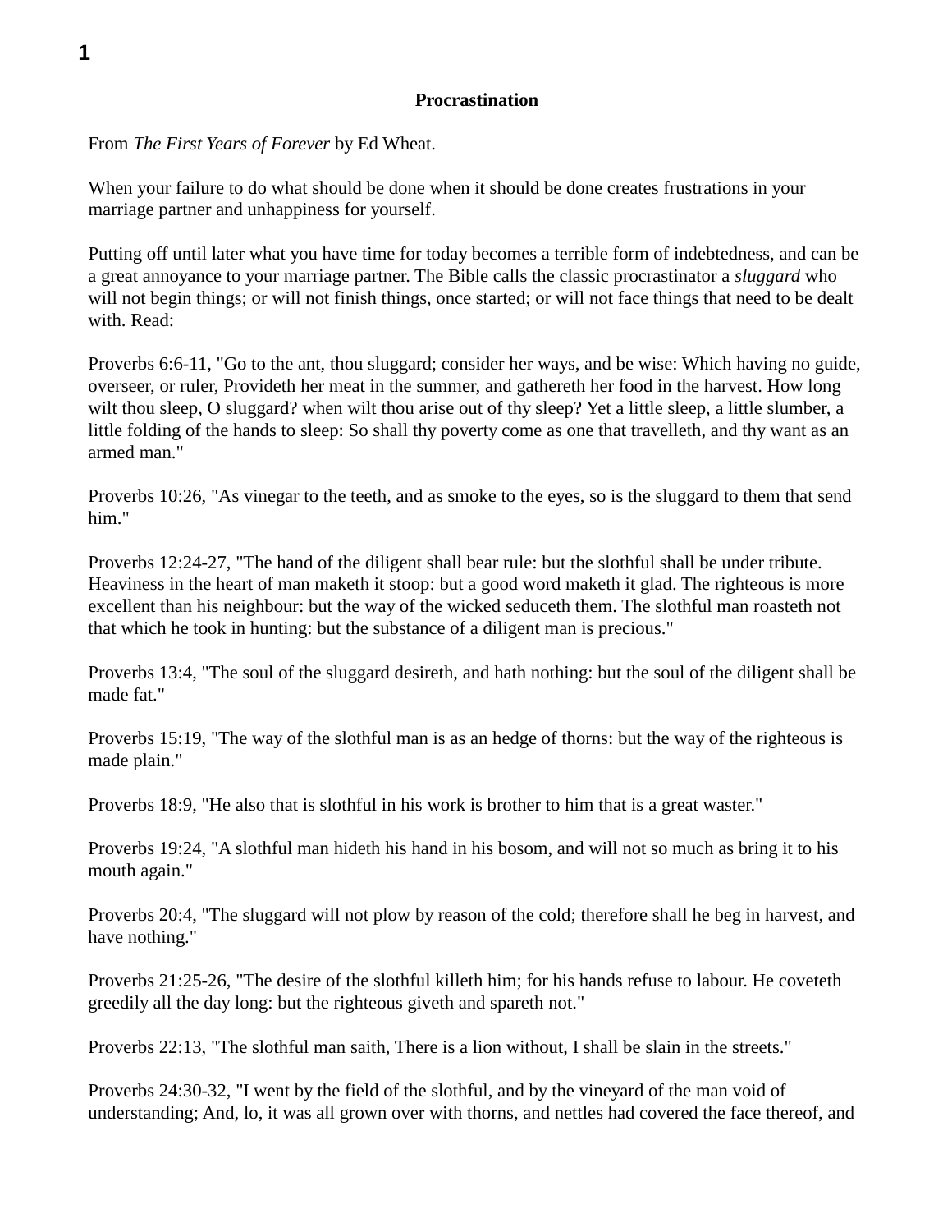# Procrastination

From *The First Years of Forever* by Ed Wheat.

When your failure to do what should be done when it should be done creates frustrations in your marriage partner and unhappiness for yourself.

Putting off until later what you have time for today becomes a terrible form of indebtedness, and can be a great annoyance to your marriage partner. The Bible calls the classic procrastinator a *sluggard* who will not begin things; or will not finish things, once started; or will not face things that need to be dealt with. Read:

Proverbs 6:6-11, "Go to the ant, thou sluggard; consider her ways, and be wise: Which having no guide, overseer, or ruler, Provideth her meat in the summer, and gathereth her food in the harvest. How long wilt thou sleep, O sluggard? when wilt thou arise out of thy sleep? Yet a little sleep, a little slumber, a little folding of the hands to sleep: So shall thy poverty come as one that travelleth, and thy want as an armed man."

Proverbs 10:26, "As vinegar to the teeth, and as smoke to the eyes, so is the sluggard to them that send him."

Proverbs 12:24-27, "The hand of the diligent shall bear rule: but the slothful shall be under tribute. Heaviness in the heart of man maketh it stoop: but a good word maketh it glad. The righteous is more excellent than his neighbour: but the way of the wicked seduceth them. The slothful man roasteth not that which he took in hunting: but the substance of a diligent man is precious."

Proverbs 13:4, "The soul of the sluggard desireth, and hath nothing: but the soul of the diligent shall be made fat."

Proverbs 15:19, "The way of the slothful man is as an hedge of thorns: but the way of the righteous is made plain."

Proverbs 18:9, "He also that is slothful in his work is brother to him that is a great waster."

Proverbs 19:24, "A slothful man hideth his hand in his bosom, and will not so much as bring it to his mouth again."

Proverbs 20:4, "The sluggard will not plow by reason of the cold; therefore shall he beg in harvest, and have nothing."

Proverbs 21:25-26, "The desire of the slothful killeth him; for his hands refuse to labour. He coveteth greedily all the day long: but the righteous giveth and spareth not."

Proverbs 22:13, "The slothful man saith, There is a lion without, I shall be slain in the streets."

Proverbs 24:30-32, "I went by the field of the slothful, and by the vineyard of the man void of understanding; And, lo, it was all grown over with thorns, and nettles had covered the face thereof, and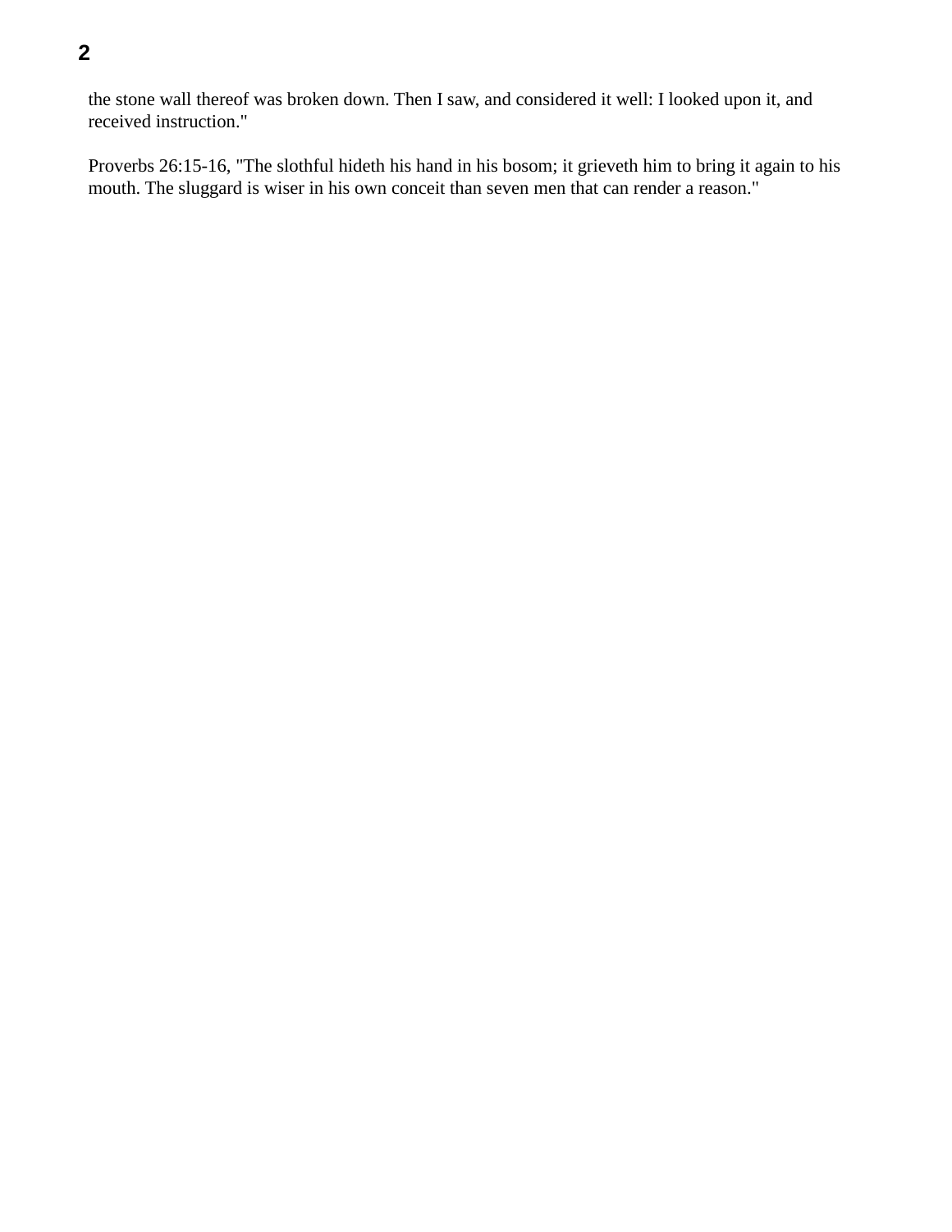the stone wall thereof was broken down. Then I saw, and considered it well: I looked upon it, and received instruction."

Proverbs 26:15-16, "The slothful hideth his hand in his bosom; it grieveth him to bring it again to his mouth. The sluggard is wiser in his own conceit than seven men that can render a reason."